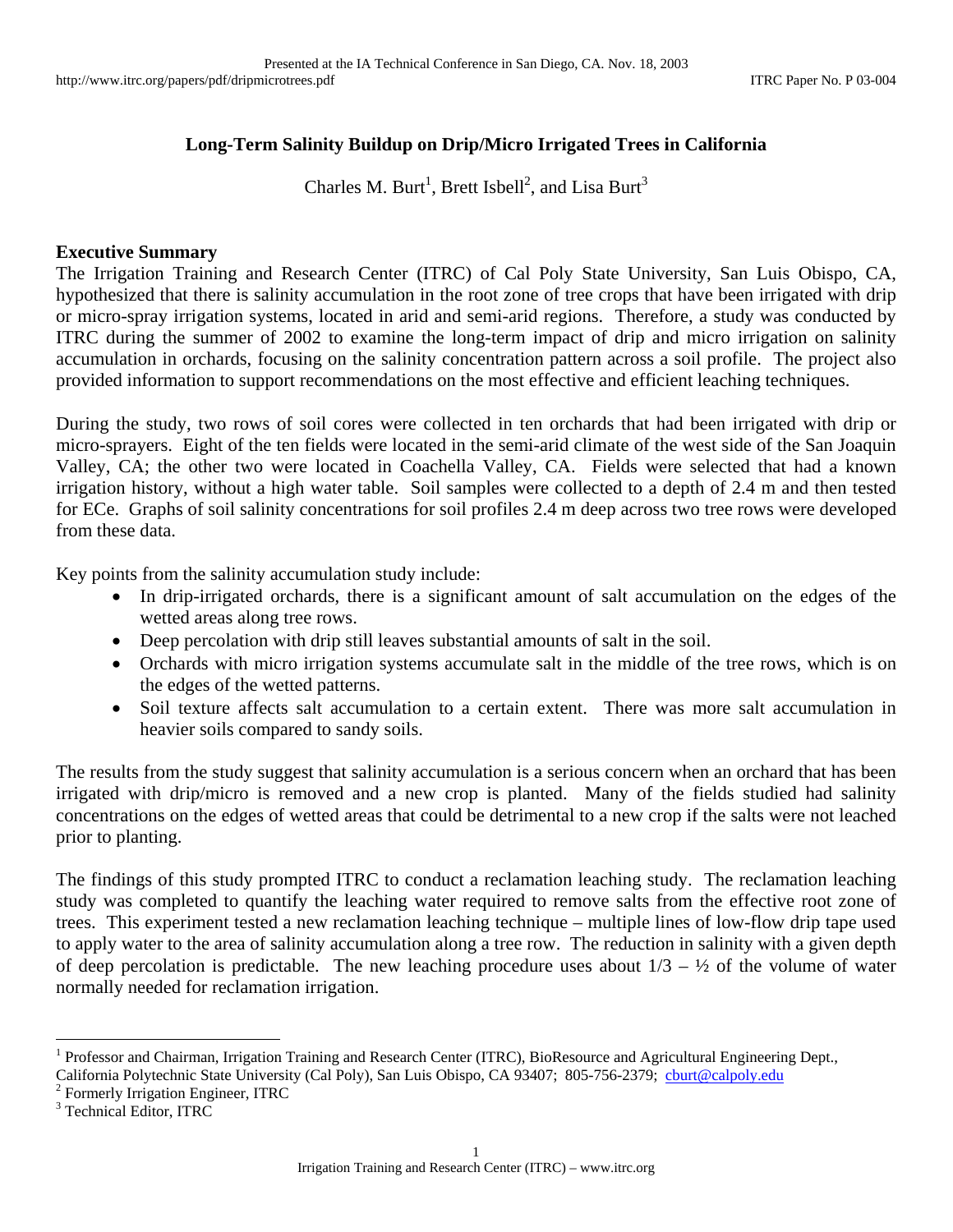# Long-Term Salinity Buildup on Drip/Micro Irrigated Trees in California

Charles M. Burt[1], Brett Isbell[2], and Lisa Burt[3]

## Executive Summary

The Irrigation Training and Research Center (ITRC) of Cal Poly State University, San Luis Obispo, CA, hypothesized that there is salinity accumulation in the root zone of tree crops that have been irrigated with drip or micro-spray irrigation systems, located in arid and semi-arid regions. Therefore, a study was conducted by ITRC during the summer of 2002 to examine the long-term impact of drip and micro irrigation on salinity accumulation in orchards, focusing on the salinity concentration pattern across a soil profile. The project also provided information to support recommendations on the most effective and efficient leaching techniques.

During the study, two rows of soil cores were collected in ten orchards that had been irrigated with drip or micro-sprayers. Eight of the ten fields were located in the semi-arid climate of the west side of the San Joaquin Valley, CA; the other two were located in Coachella Valley, CA. Fields were selected that had a known irrigation history, without a high water table. Soil samples were collected to a depth of 2.4 m and then tested for ECe. Graphs of soil salinity concentrations for soil profiles 2.4 m deep across two tree rows were developed from these data.

Key points from the salinity accumulation study include:

- In drip-irrigated orchards, there is a significant amount of salt accumulation on the edges of the wetted areas along tree rows.
- Deep percolation with drip still leaves substantial amounts of salt in the soil.
- Orchards with micro irrigation systems accumulate salt in the middle of the tree rows, which is on the edges of the wetted patterns.
- Soil texture affects salt accumulation to a certain extent. There was more salt accumulation in heavier soils compared to sandy soils.

The results from the study suggest that salinity accumulation is a serious concern when an orchard that has been irrigated with drip/micro is removed and a new crop is planted. Many of the fields studied had salinity concentrations on the edges of wetted areas that could be detrimental to a new crop if the salts were not leached prior to planting.

The findings of this study prompted ITRC to conduct a reclamation leaching study. The reclamation leaching study was completed to quantify the leaching water required to remove salts from the effective root zone of trees. This experiment tested a new reclamation leaching technique – multiple lines of low-flow drip tape used to apply water to the area of salinity accumulation along a tree row. The reduction in salinity with a given depth of deep percolation is predictable. The new leaching procedure uses about 1/3 – ½ of the volume of water normally needed for reclamation irrigation.

---

[1] Professor and Chairman, Irrigation Training and Research Center (ITRC), BioResource and Agricultural Engineering Dept., California Polytechnic State University (Cal Poly), San Luis Obispo, CA 93407; 805-756-2379; cburt@calpoly.edu

[2] Formerly Irrigation Engineer, ITRC

[3] Technical Editor, ITRC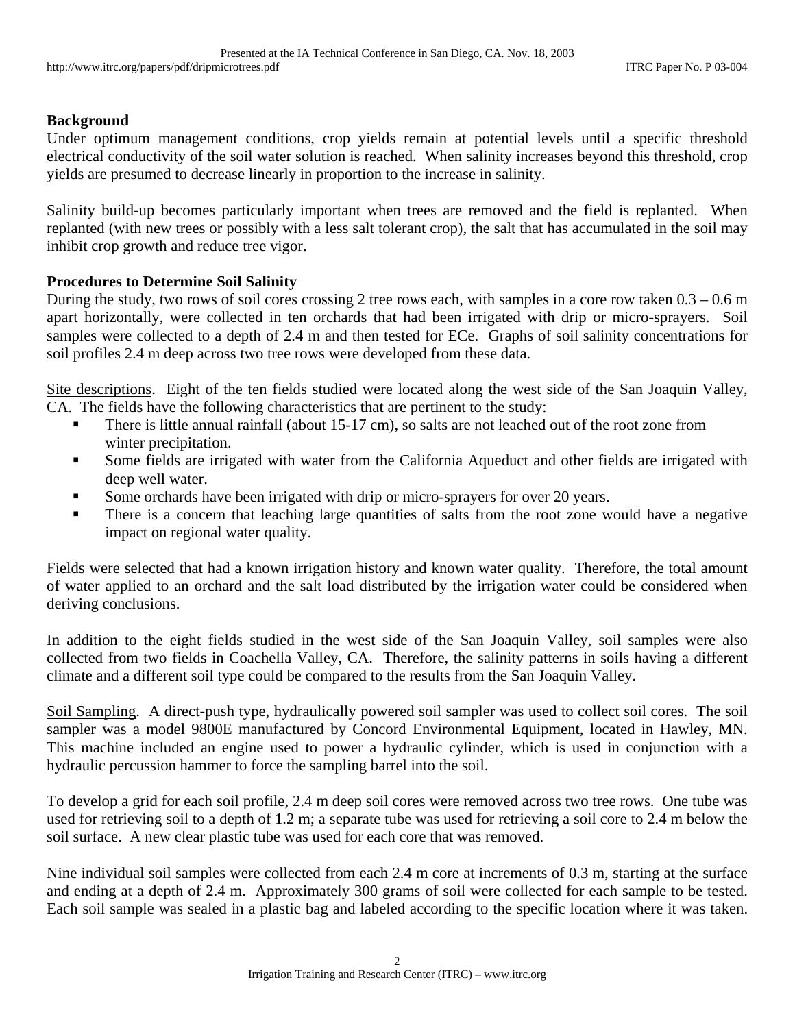**Background**

Under optimum management conditions, crop yields remain at potential levels until a specific threshold electrical conductivity of the soil water solution is reached. When salinity increases beyond this threshold, crop yields are presumed to decrease linearly in proportion to the increase in salinity.

Salinity build-up becomes particularly important when trees are removed and the field is replanted. When replanted (with new trees or possibly with a less salt tolerant crop), the salt that has accumulated in the soil may inhibit crop growth and reduce tree vigor.

**Procedures to Determine Soil Salinity**

During the study, two rows of soil cores crossing 2 tree rows each, with samples in a core row taken 0.3 – 0.6 m apart horizontally, were collected in ten orchards that had been irrigated with drip or micro-sprayers. Soil samples were collected to a depth of 2.4 m and then tested for ECe. Graphs of soil salinity concentrations for soil profiles 2.4 m deep across two tree rows were developed from these data.

Site descriptions. Eight of the ten fields studied were located along the west side of the San Joaquin Valley, CA. The fields have the following characteristics that are pertinent to the study:

- There is little annual rainfall (about 15-17 cm), so salts are not leached out of the root zone from winter precipitation.
- Some fields are irrigated with water from the California Aqueduct and other fields are irrigated with deep well water.
- Some orchards have been irrigated with drip or micro-sprayers for over 20 years.
- There is a concern that leaching large quantities of salts from the root zone would have a negative impact on regional water quality.

Fields were selected that had a known irrigation history and known water quality. Therefore, the total amount of water applied to an orchard and the salt load distributed by the irrigation water could be considered when deriving conclusions.

In addition to the eight fields studied in the west side of the San Joaquin Valley, soil samples were also collected from two fields in Coachella Valley, CA. Therefore, the salinity patterns in soils having a different climate and a different soil type could be compared to the results from the San Joaquin Valley.

Soil Sampling. A direct-push type, hydraulically powered soil sampler was used to collect soil cores. The soil sampler was a model 9800E manufactured by Concord Environmental Equipment, located in Hawley, MN. This machine included an engine used to power a hydraulic cylinder, which is used in conjunction with a hydraulic percussion hammer to force the sampling barrel into the soil.

To develop a grid for each soil profile, 2.4 m deep soil cores were removed across two tree rows. One tube was used for retrieving soil to a depth of 1.2 m; a separate tube was used for retrieving a soil core to 2.4 m below the soil surface. A new clear plastic tube was used for each core that was removed.

Nine individual soil samples were collected from each 2.4 m core at increments of 0.3 m, starting at the surface and ending at a depth of 2.4 m. Approximately 300 grams of soil were collected for each sample to be tested. Each soil sample was sealed in a plastic bag and labeled according to the specific location where it was taken.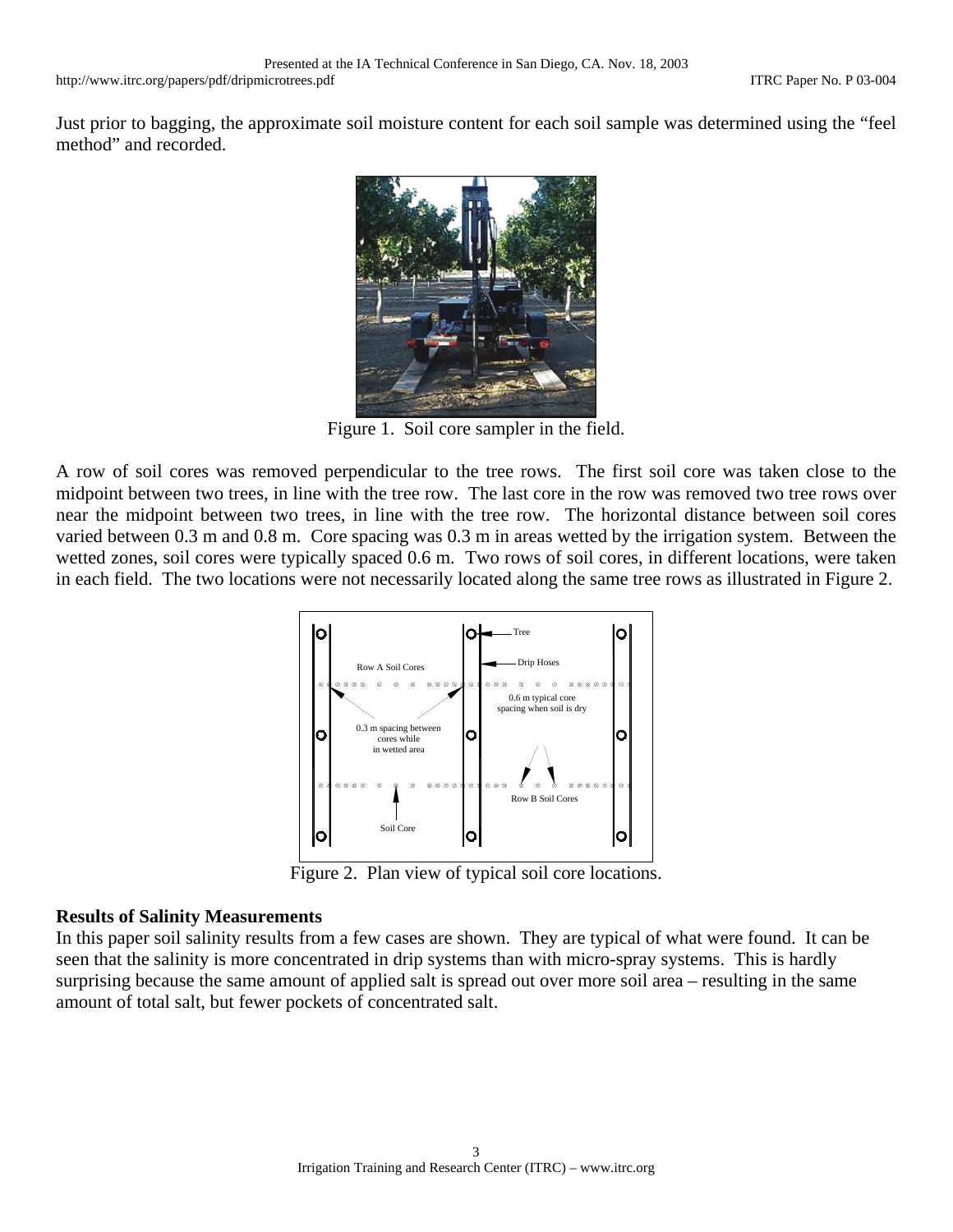Just prior to bagging, the approximate soil moisture content for each soil sample was determined using the "feel method" and recorded.

Figure 1. Soil core sampler in the field.

A row of soil cores was removed perpendicular to the tree rows. The first soil core was taken close to the midpoint between two trees, in line with the tree row. The last core in the row was removed two tree rows over near the midpoint between two trees, in line with the tree row. The horizontal distance between soil cores varied between 0.3 m and 0.8 m. Core spacing was 0.3 m in areas wetted by the irrigation system. Between the wetted zones, soil cores were typically spaced 0.6 m. Two rows of soil cores, in different locations, were taken in each field. The two locations were not necessarily located along the same tree rows as illustrated in Figure 2.

Figure 2. Plan view of typical soil core locations.

**Results of Salinity Measurements**

In this paper soil salinity results from a few cases are shown. They are typical of what were found. It can be seen that the salinity is more concentrated in drip systems than with micro-spray systems. This is hardly surprising because the same amount of applied salt is spread out over more soil area – resulting in the same amount of total salt, but fewer pockets of concentrated salt.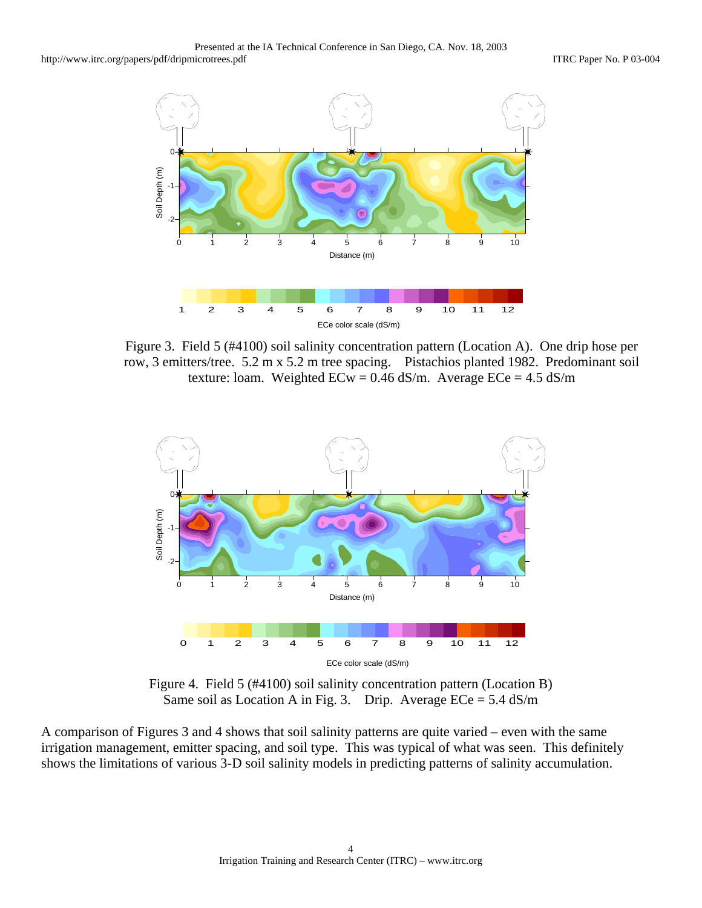Figure 3. Field 5 (#4100) soil salinity concentration pattern (Location A). One drip hose per row, 3 emitters/tree. 5.2 m x 5.2 m tree spacing. Pistachios planted 1982. Predominant soil texture: loam. Weighted ECw = 0.46 dS/m. Average ECe = 4.5 dS/m

Figure 4. Field 5 (#4100) soil salinity concentration pattern (Location B) Same soil as Location A in Fig. 3. Drip. Average ECe = 5.4 dS/m

A comparison of Figures 3 and 4 shows that soil salinity patterns are quite varied – even with the same irrigation management, emitter spacing, and soil type. This was typical of what was seen. This definitely shows the limitations of various 3-D soil salinity models in predicting patterns of salinity accumulation.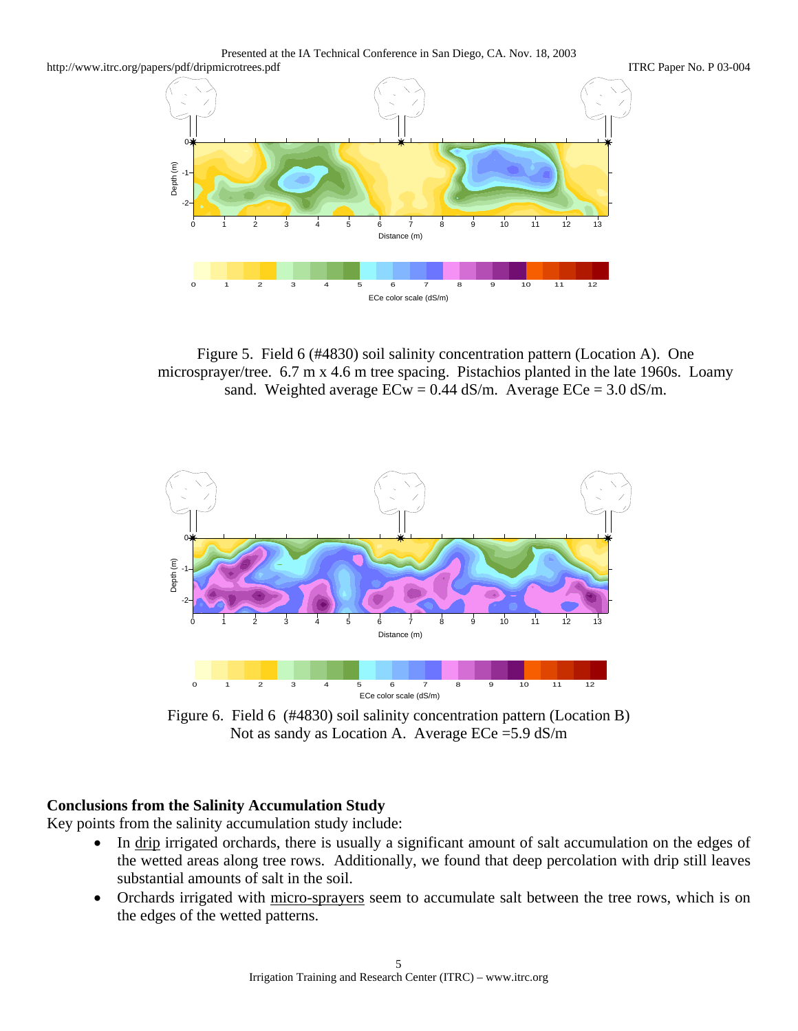Figure 5. Field 6 (#4830) soil salinity concentration pattern (Location A). One microsprayer/tree. 6.7 m x 4.6 m tree spacing. Pistachios planted in the late 1960s. Loamy sand. Weighted average ECw = 0.44 dS/m. Average ECe = 3.0 dS/m.

Figure 6. Field 6 (#4830) soil salinity concentration pattern (Location B) Not as sandy as Location A. Average ECe =5.9 dS/m

### Conclusions from the Salinity Accumulation Study

Key points from the salinity accumulation study include:

- In drip irrigated orchards, there is usually a significant amount of salt accumulation on the edges of the wetted areas along tree rows. Additionally, we found that deep percolation with drip still leaves substantial amounts of salt in the soil.
- Orchards irrigated with micro-sprayers seem to accumulate salt between the tree rows, which is on the edges of the wetted patterns.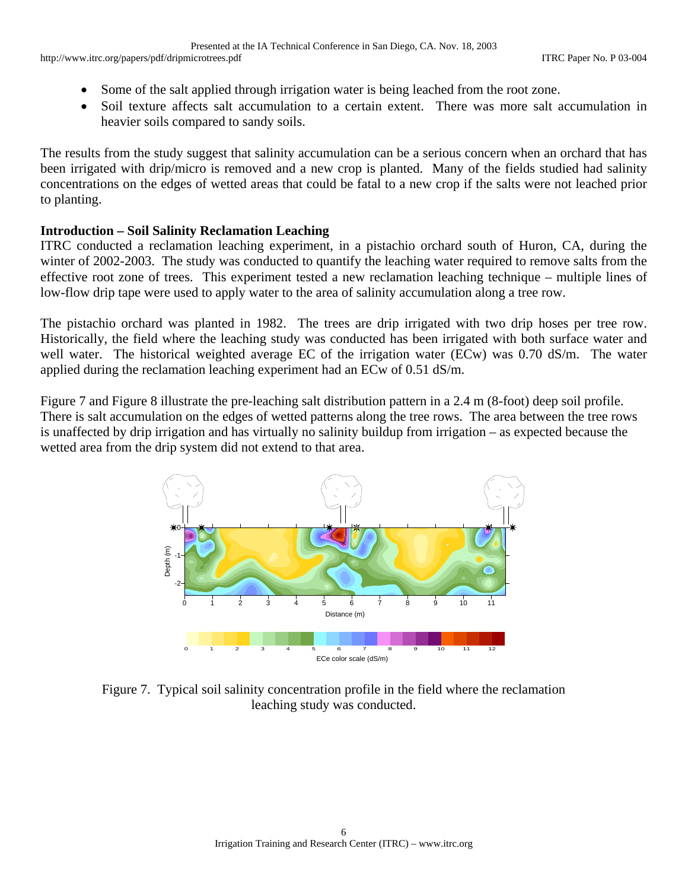- Some of the salt applied through irrigation water is being leached from the root zone.
- Soil texture affects salt accumulation to a certain extent. There was more salt accumulation in heavier soils compared to sandy soils.

The results from the study suggest that salinity accumulation can be a serious concern when an orchard that has been irrigated with drip/micro is removed and a new crop is planted. Many of the fields studied had salinity concentrations on the edges of wetted areas that could be fatal to a new crop if the salts were not leached prior to planting.

## Introduction – Soil Salinity Reclamation Leaching

ITRC conducted a reclamation leaching experiment, in a pistachio orchard south of Huron, CA, during the winter of 2002-2003. The study was conducted to quantify the leaching water required to remove salts from the effective root zone of trees. This experiment tested a new reclamation leaching technique – multiple lines of low-flow drip tape were used to apply water to the area of salinity accumulation along a tree row.

The pistachio orchard was planted in 1982. The trees are drip irrigated with two drip hoses per tree row. Historically, the field where the leaching study was conducted has been irrigated with both surface water and well water. The historical weighted average EC of the irrigation water (ECw) was 0.70 dS/m. The water applied during the reclamation leaching experiment had an ECw of 0.51 dS/m.

Figure 7 and Figure 8 illustrate the pre-leaching salt distribution pattern in a 2.4 m (8-foot) deep soil profile. There is salt accumulation on the edges of wetted patterns along the tree rows. The area between the tree rows is unaffected by drip irrigation and has virtually no salinity buildup from irrigation – as expected because the wetted area from the drip system did not extend to that area.

Figure 7. Typical soil salinity concentration profile in the field where the reclamation leaching study was conducted.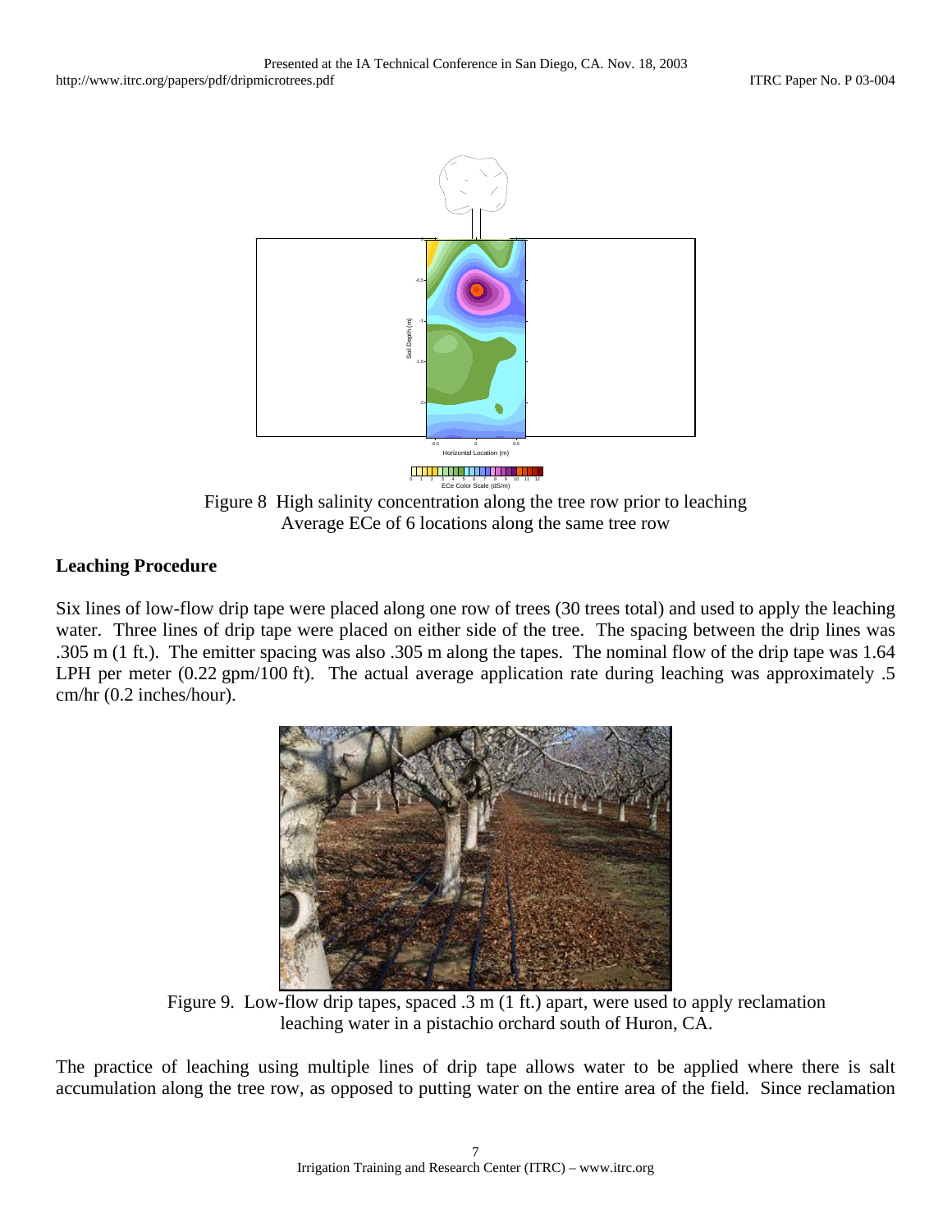Figure 8  High salinity concentration along the tree row prior to leaching
Average ECe of 6 locations along the same tree row

## Leaching Procedure

Six lines of low-flow drip tape were placed along one row of trees (30 trees total) and used to apply the leaching water. Three lines of drip tape were placed on either side of the tree. The spacing between the drip lines was .305 m (1 ft.). The emitter spacing was also .305 m along the tapes. The nominal flow of the drip tape was 1.64 LPH per meter (0.22 gpm/100 ft). The actual average application rate during leaching was approximately .5 cm/hr (0.2 inches/hour).

Figure 9.  Low-flow drip tapes, spaced .3 m (1 ft.) apart, were used to apply reclamation leaching water in a pistachio orchard south of Huron, CA.

The practice of leaching using multiple lines of drip tape allows water to be applied where there is salt accumulation along the tree row, as opposed to putting water on the entire area of the field. Since reclamation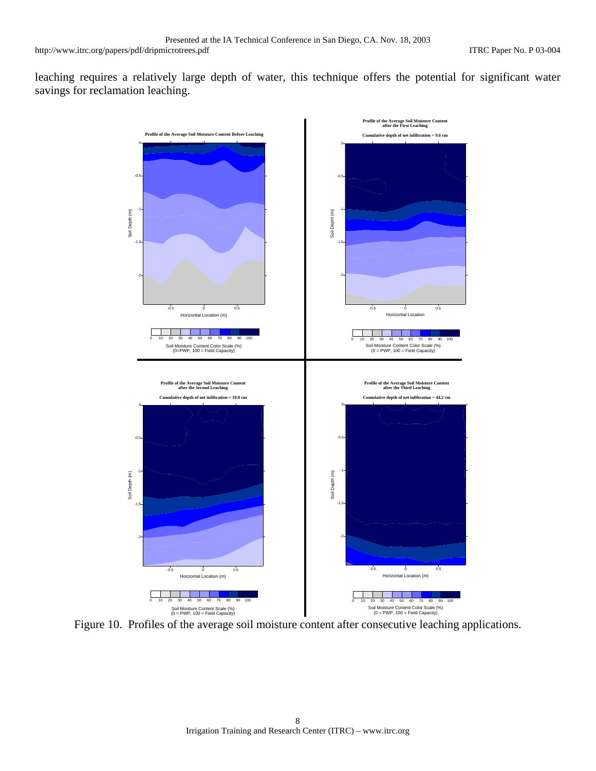leaching requires a relatively large depth of water, this technique offers the potential for significant water savings for reclamation leaching.

Figure 10. Profiles of the average soil moisture content after consecutive leaching applications.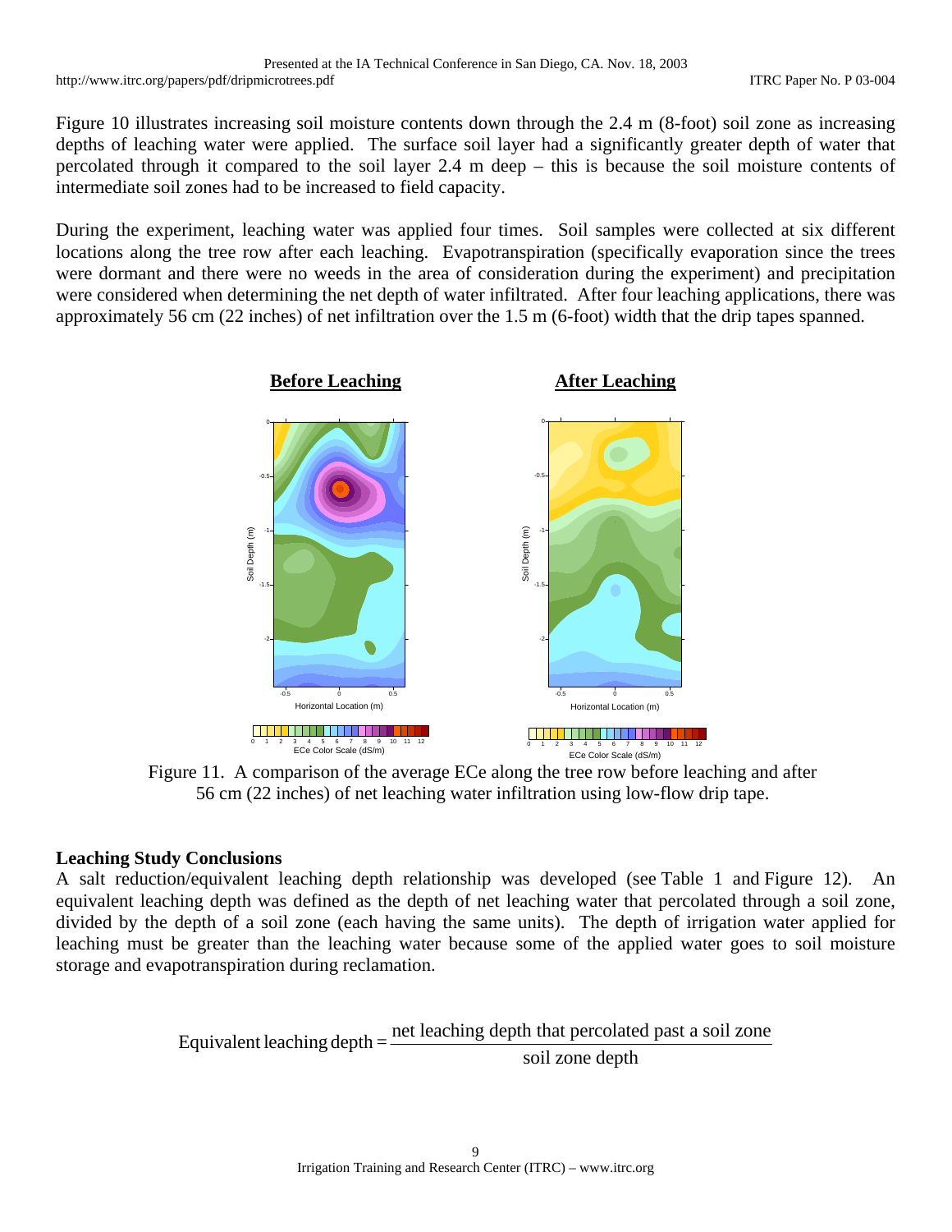Figure 10 illustrates increasing soil moisture contents down through the 2.4 m (8-foot) soil zone as increasing depths of leaching water were applied. The surface soil layer had a significantly greater depth of water that percolated through it compared to the soil layer 2.4 m deep – this is because the soil moisture contents of intermediate soil zones had to be increased to field capacity.

During the experiment, leaching water was applied four times. Soil samples were collected at six different locations along the tree row after each leaching. Evapotranspiration (specifically evaporation since the trees were dormant and there were no weeds in the area of consideration during the experiment) and precipitation were considered when determining the net depth of water infiltrated. After four leaching applications, there was approximately 56 cm (22 inches) of net infiltration over the 1.5 m (6-foot) width that the drip tapes spanned.

Figure 11. A comparison of the average ECe along the tree row before leaching and after 56 cm (22 inches) of net leaching water infiltration using low-flow drip tape.

### Leaching Study Conclusions

A salt reduction/equivalent leaching depth relationship was developed (see Table 1 and Figure 12). An equivalent leaching depth was defined as the depth of net leaching water that percolated through a soil zone, divided by the depth of a soil zone (each having the same units). The depth of irrigation water applied for leaching must be greater than the leaching water because some of the applied water goes to soil moisture storage and evapotranspiration during reclamation.

$$\text{Equivalent leaching depth} = \frac{\text{net leaching depth that percolated past a soil zone}}{\text{soil zone depth}}$$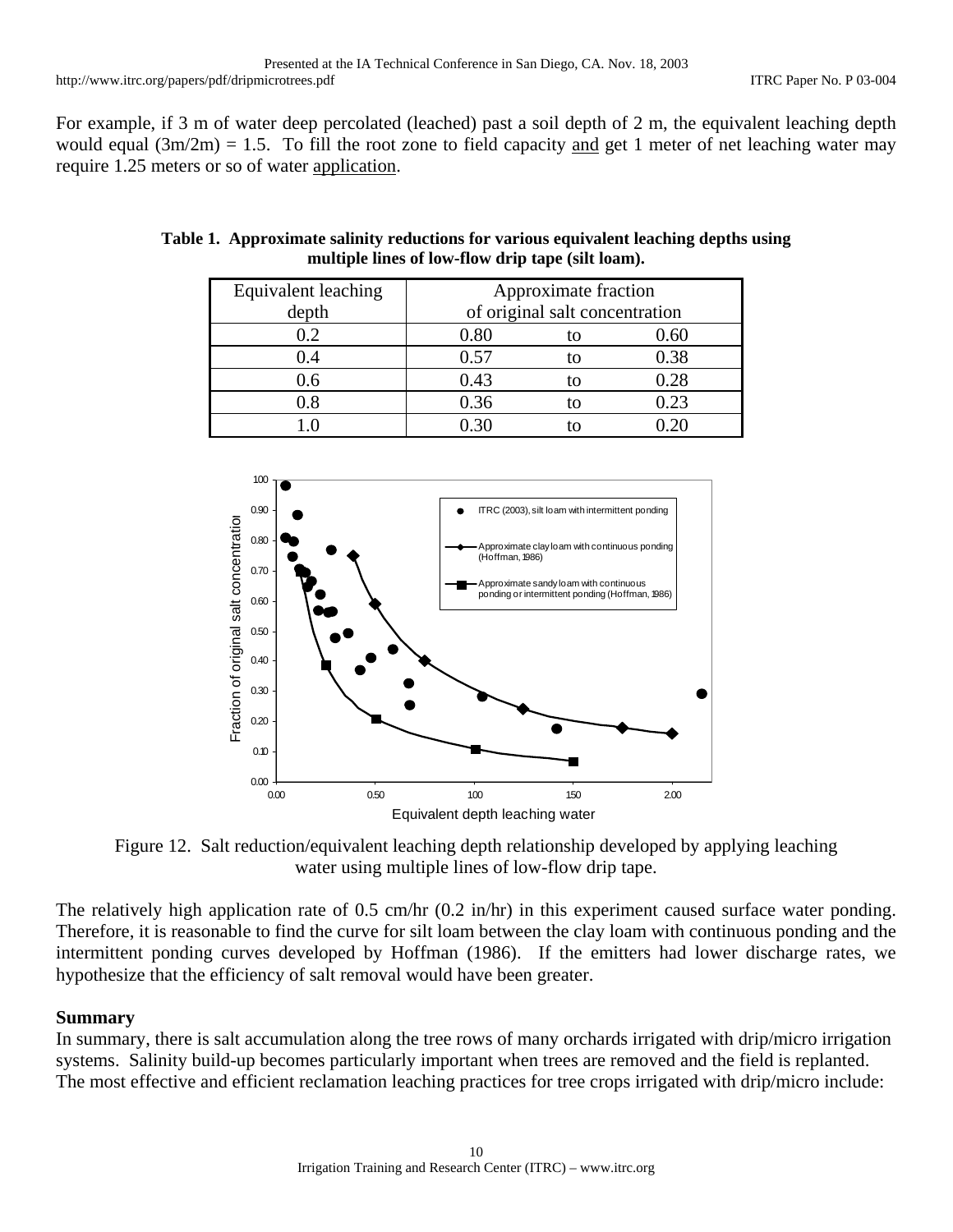For example, if 3 m of water deep percolated (leached) past a soil depth of 2 m, the equivalent leaching depth would equal (3m/2m) = 1.5. To fill the root zone to field capacity and get 1 meter of net leaching water may require 1.25 meters or so of water application.

**Table 1. Approximate salinity reductions for various equivalent leaching depths using multiple lines of low-flow drip tape (silt loam).**

| Equivalent leaching depth | Approximate fraction of original salt concentration | | |
|---|---|---|---|
| 0.2 | 0.80 | to | 0.60 |
| 0.4 | 0.57 | to | 0.38 |
| 0.6 | 0.43 | to | 0.28 |
| 0.8 | 0.36 | to | 0.23 |
| 1.0 | 0.30 | to | 0.20 |

Figure 12. Salt reduction/equivalent leaching depth relationship developed by applying leaching water using multiple lines of low-flow drip tape.

The relatively high application rate of 0.5 cm/hr (0.2 in/hr) in this experiment caused surface water ponding. Therefore, it is reasonable to find the curve for silt loam between the clay loam with continuous ponding and the intermittent ponding curves developed by Hoffman (1986). If the emitters had lower discharge rates, we hypothesize that the efficiency of salt removal would have been greater.

**Summary**

In summary, there is salt accumulation along the tree rows of many orchards irrigated with drip/micro irrigation systems. Salinity build-up becomes particularly important when trees are removed and the field is replanted. The most effective and efficient reclamation leaching practices for tree crops irrigated with drip/micro include: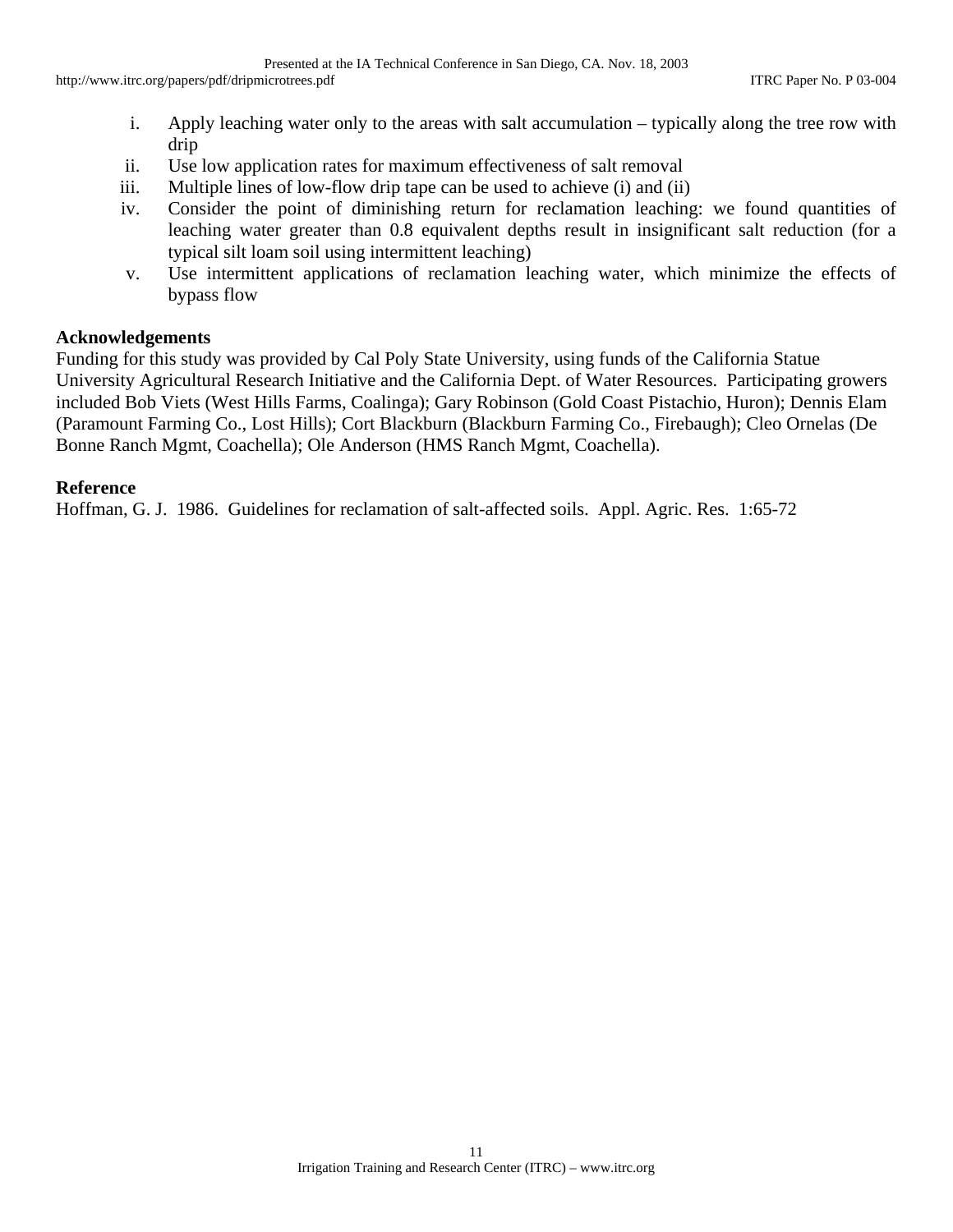i. Apply leaching water only to the areas with salt accumulation – typically along the tree row with drip
ii. Use low application rates for maximum effectiveness of salt removal
iii. Multiple lines of low-flow drip tape can be used to achieve (i) and (ii)
iv. Consider the point of diminishing return for reclamation leaching: we found quantities of leaching water greater than 0.8 equivalent depths result in insignificant salt reduction (for a typical silt loam soil using intermittent leaching)
v. Use intermittent applications of reclamation leaching water, which minimize the effects of bypass flow

**Acknowledgements**

Funding for this study was provided by Cal Poly State University, using funds of the California Statue University Agricultural Research Initiative and the California Dept. of Water Resources. Participating growers included Bob Viets (West Hills Farms, Coalinga); Gary Robinson (Gold Coast Pistachio, Huron); Dennis Elam (Paramount Farming Co., Lost Hills); Cort Blackburn (Blackburn Farming Co., Firebaugh); Cleo Ornelas (De Bonne Ranch Mgmt, Coachella); Ole Anderson (HMS Ranch Mgmt, Coachella).

**Reference**

Hoffman, G. J. 1986. Guidelines for reclamation of salt-affected soils. Appl. Agric. Res. 1:65-72